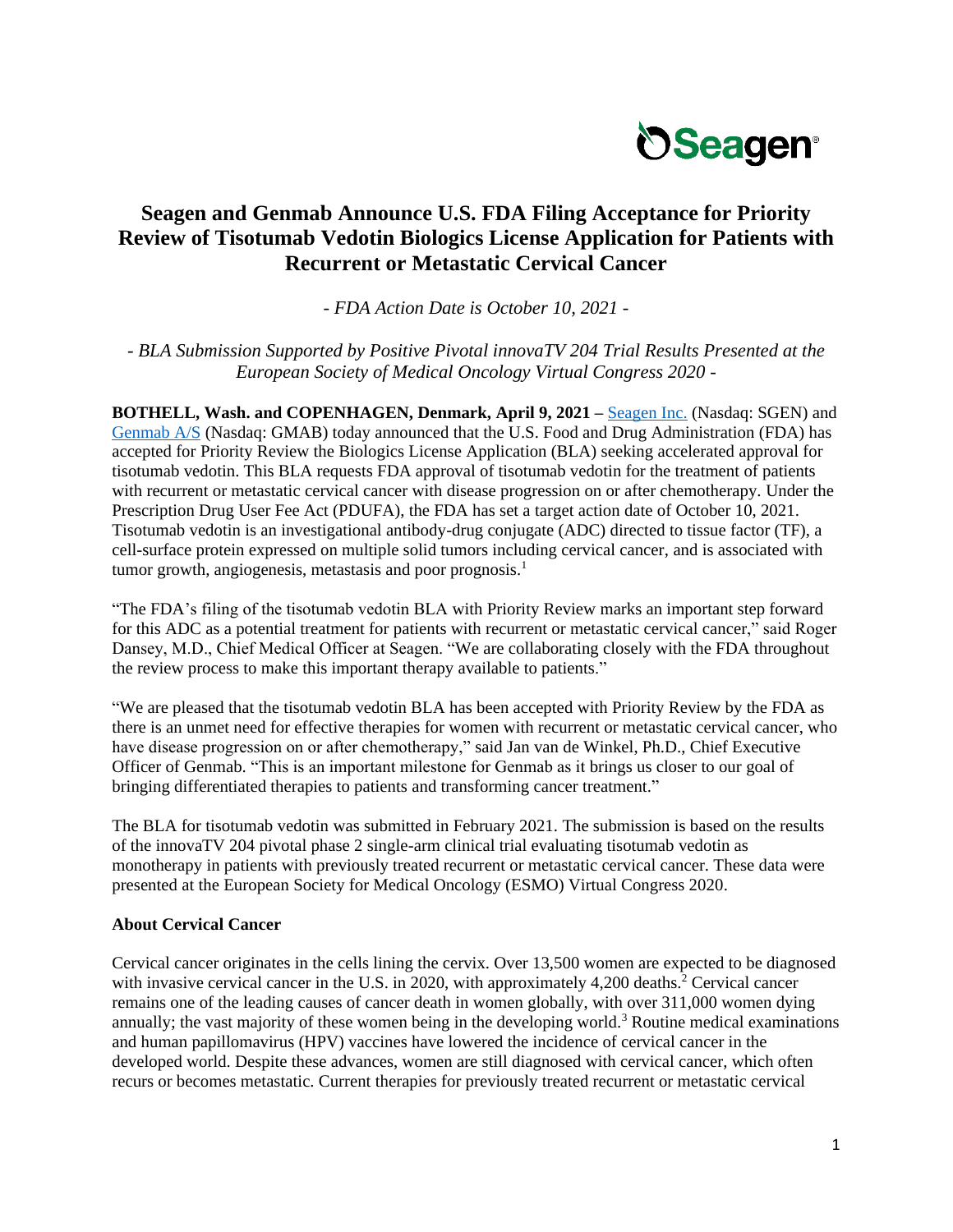# Seagen and Genmab Announce U.S. FDA Filing Acceptance for Priority Review of Tisotumab Vedotin Biologics License Application for Patients with Recurrent or Metastatic Cervical Cancer

*- FDA Action Date is October 10, 2021 -*

*- BLA Submission Supported by Positive Pivotal innovaTV 204 Trial Results Presented at the European Society of Medical Oncology Virtual Congress 2020 -*

**BOTHELL, Wash. and COPENHAGEN, Denmark, April 9, 2021 –** Seagen Inc. (Nasdaq: SGEN) and Genmab A/S (Nasdaq: GMAB) today announced that the U.S. Food and Drug Administration (FDA) has accepted for Priority Review the Biologics License Application (BLA) seeking accelerated approval for tisotumab vedotin. This BLA requests FDA approval of tisotumab vedotin for the treatment of patients with recurrent or metastatic cervical cancer with disease progression on or after chemotherapy. Under the Prescription Drug User Fee Act (PDUFA), the FDA has set a target action date of October 10, 2021. Tisotumab vedotin is an investigational antibody-drug conjugate (ADC) directed to tissue factor (TF), a cell-surface protein expressed on multiple solid tumors including cervical cancer, and is associated with tumor growth, angiogenesis, metastasis and poor prognosis.[1]

"The FDA's filing of the tisotumab vedotin BLA with Priority Review marks an important step forward for this ADC as a potential treatment for patients with recurrent or metastatic cervical cancer," said Roger Dansey, M.D., Chief Medical Officer at Seagen. "We are collaborating closely with the FDA throughout the review process to make this important therapy available to patients."

"We are pleased that the tisotumab vedotin BLA has been accepted with Priority Review by the FDA as there is an unmet need for effective therapies for women with recurrent or metastatic cervical cancer, who have disease progression on or after chemotherapy," said Jan van de Winkel, Ph.D., Chief Executive Officer of Genmab. "This is an important milestone for Genmab as it brings us closer to our goal of bringing differentiated therapies to patients and transforming cancer treatment."

The BLA for tisotumab vedotin was submitted in February 2021. The submission is based on the results of the innovaTV 204 pivotal phase 2 single-arm clinical trial evaluating tisotumab vedotin as monotherapy in patients with previously treated recurrent or metastatic cervical cancer. These data were presented at the European Society for Medical Oncology (ESMO) Virtual Congress 2020.

**About Cervical Cancer**

Cervical cancer originates in the cells lining the cervix. Over 13,500 women are expected to be diagnosed with invasive cervical cancer in the U.S. in 2020, with approximately 4,200 deaths.[2] Cervical cancer remains one of the leading causes of cancer death in women globally, with over 311,000 women dying annually; the vast majority of these women being in the developing world.[3] Routine medical examinations and human papillomavirus (HPV) vaccines have lowered the incidence of cervical cancer in the developed world. Despite these advances, women are still diagnosed with cervical cancer, which often recurs or becomes metastatic. Current therapies for previously treated recurrent or metastatic cervical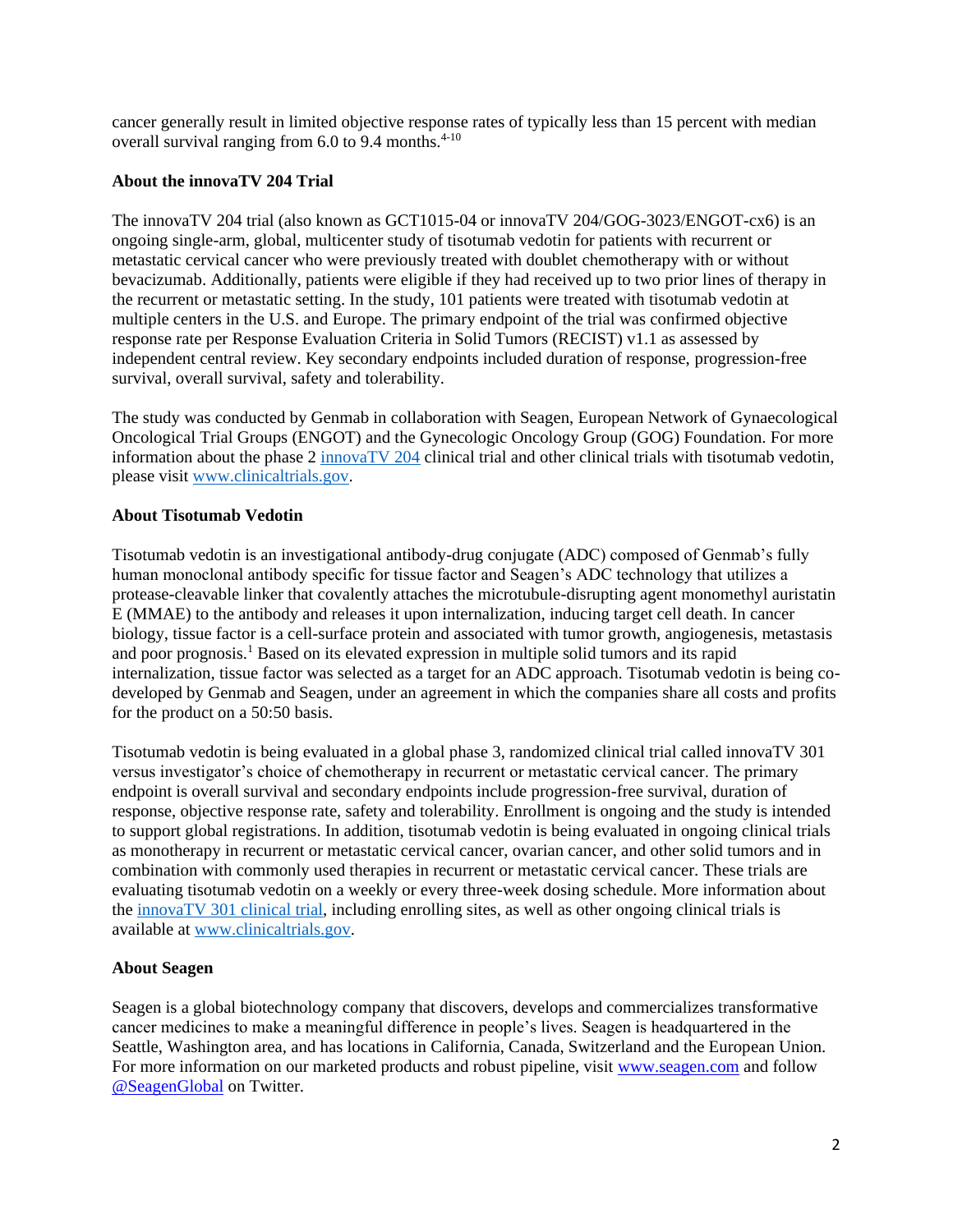cancer generally result in limited objective response rates of typically less than 15 percent with median overall survival ranging from 6.0 to 9.4 months.[4-10]

**About the innovaTV 204 Trial**

The innovaTV 204 trial (also known as GCT1015-04 or innovaTV 204/GOG-3023/ENGOT-cx6) is an ongoing single-arm, global, multicenter study of tisotumab vedotin for patients with recurrent or metastatic cervical cancer who were previously treated with doublet chemotherapy with or without bevacizumab. Additionally, patients were eligible if they had received up to two prior lines of therapy in the recurrent or metastatic setting. In the study, 101 patients were treated with tisotumab vedotin at multiple centers in the U.S. and Europe. The primary endpoint of the trial was confirmed objective response rate per Response Evaluation Criteria in Solid Tumors (RECIST) v1.1 as assessed by independent central review. Key secondary endpoints included duration of response, progression-free survival, overall survival, safety and tolerability.

The study was conducted by Genmab in collaboration with Seagen, European Network of Gynaecological Oncological Trial Groups (ENGOT) and the Gynecologic Oncology Group (GOG) Foundation. For more information about the phase 2 innovaTV 204 clinical trial and other clinical trials with tisotumab vedotin, please visit www.clinicaltrials.gov.

**About Tisotumab Vedotin**

Tisotumab vedotin is an investigational antibody-drug conjugate (ADC) composed of Genmab's fully human monoclonal antibody specific for tissue factor and Seagen's ADC technology that utilizes a protease-cleavable linker that covalently attaches the microtubule-disrupting agent monomethyl auristatin E (MMAE) to the antibody and releases it upon internalization, inducing target cell death. In cancer biology, tissue factor is a cell-surface protein and associated with tumor growth, angiogenesis, metastasis and poor prognosis.[1] Based on its elevated expression in multiple solid tumors and its rapid internalization, tissue factor was selected as a target for an ADC approach. Tisotumab vedotin is being co-developed by Genmab and Seagen, under an agreement in which the companies share all costs and profits for the product on a 50:50 basis.

Tisotumab vedotin is being evaluated in a global phase 3, randomized clinical trial called innovaTV 301 versus investigator's choice of chemotherapy in recurrent or metastatic cervical cancer. The primary endpoint is overall survival and secondary endpoints include progression-free survival, duration of response, objective response rate, safety and tolerability. Enrollment is ongoing and the study is intended to support global registrations. In addition, tisotumab vedotin is being evaluated in ongoing clinical trials as monotherapy in recurrent or metastatic cervical cancer, ovarian cancer, and other solid tumors and in combination with commonly used therapies in recurrent or metastatic cervical cancer. These trials are evaluating tisotumab vedotin on a weekly or every three-week dosing schedule. More information about the innovaTV 301 clinical trial, including enrolling sites, as well as other ongoing clinical trials is available at www.clinicaltrials.gov.

**About Seagen**

Seagen is a global biotechnology company that discovers, develops and commercializes transformative cancer medicines to make a meaningful difference in people's lives. Seagen is headquartered in the Seattle, Washington area, and has locations in California, Canada, Switzerland and the European Union. For more information on our marketed products and robust pipeline, visit www.seagen.com and follow @SeagenGlobal on Twitter.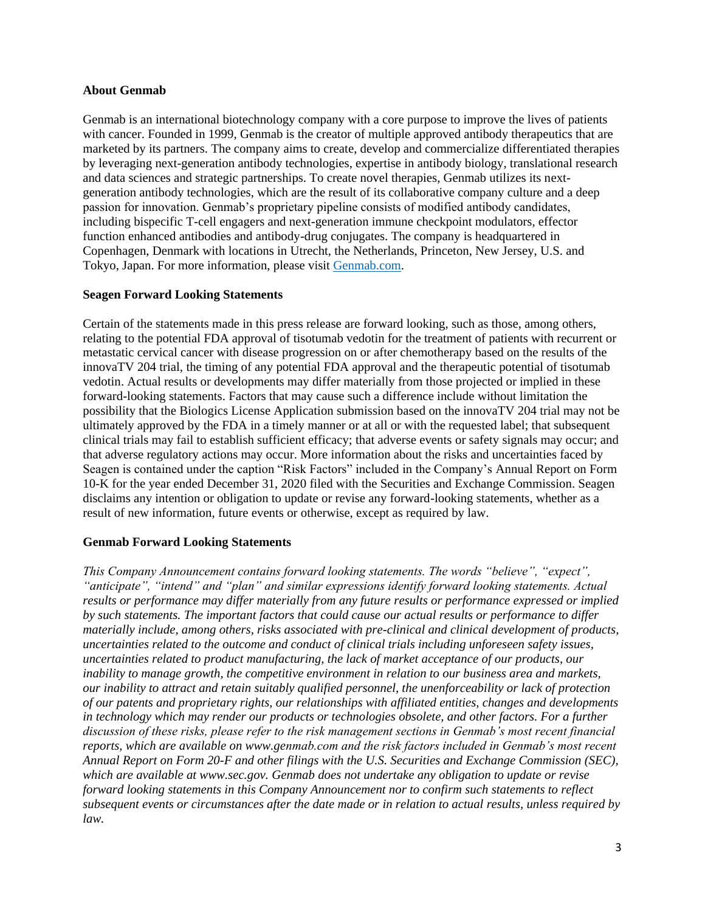**About Genmab**

Genmab is an international biotechnology company with a core purpose to improve the lives of patients with cancer. Founded in 1999, Genmab is the creator of multiple approved antibody therapeutics that are marketed by its partners. The company aims to create, develop and commercialize differentiated therapies by leveraging next-generation antibody technologies, expertise in antibody biology, translational research and data sciences and strategic partnerships. To create novel therapies, Genmab utilizes its next-generation antibody technologies, which are the result of its collaborative company culture and a deep passion for innovation. Genmab's proprietary pipeline consists of modified antibody candidates, including bispecific T-cell engagers and next-generation immune checkpoint modulators, effector function enhanced antibodies and antibody-drug conjugates. The company is headquartered in Copenhagen, Denmark with locations in Utrecht, the Netherlands, Princeton, New Jersey, U.S. and Tokyo, Japan. For more information, please visit [Genmab.com](Genmab.com).

**Seagen Forward Looking Statements**

Certain of the statements made in this press release are forward looking, such as those, among others, relating to the potential FDA approval of tisotumab vedotin for the treatment of patients with recurrent or metastatic cervical cancer with disease progression on or after chemotherapy based on the results of the innovaTV 204 trial, the timing of any potential FDA approval and the therapeutic potential of tisotumab vedotin. Actual results or developments may differ materially from those projected or implied in these forward-looking statements. Factors that may cause such a difference include without limitation the possibility that the Biologics License Application submission based on the innovaTV 204 trial may not be ultimately approved by the FDA in a timely manner or at all or with the requested label; that subsequent clinical trials may fail to establish sufficient efficacy; that adverse events or safety signals may occur; and that adverse regulatory actions may occur. More information about the risks and uncertainties faced by Seagen is contained under the caption "Risk Factors" included in the Company's Annual Report on Form 10-K for the year ended December 31, 2020 filed with the Securities and Exchange Commission. Seagen disclaims any intention or obligation to update or revise any forward-looking statements, whether as a result of new information, future events or otherwise, except as required by law.

**Genmab Forward Looking Statements**

*This Company Announcement contains forward looking statements. The words "believe", "expect", "anticipate", "intend" and "plan" and similar expressions identify forward looking statements. Actual results or performance may differ materially from any future results or performance expressed or implied by such statements. The important factors that could cause our actual results or performance to differ materially include, among others, risks associated with pre-clinical and clinical development of products, uncertainties related to the outcome and conduct of clinical trials including unforeseen safety issues, uncertainties related to product manufacturing, the lack of market acceptance of our products, our inability to manage growth, the competitive environment in relation to our business area and markets, our inability to attract and retain suitably qualified personnel, the unenforceability or lack of protection of our patents and proprietary rights, our relationships with affiliated entities, changes and developments in technology which may render our products or technologies obsolete, and other factors. For a further discussion of these risks, please refer to the risk management sections in Genmab's most recent financial reports, which are available on www.genmab.com and the risk factors included in Genmab's most recent Annual Report on Form 20-F and other filings with the U.S. Securities and Exchange Commission (SEC), which are available at www.sec.gov. Genmab does not undertake any obligation to update or revise forward looking statements in this Company Announcement nor to confirm such statements to reflect subsequent events or circumstances after the date made or in relation to actual results, unless required by law.*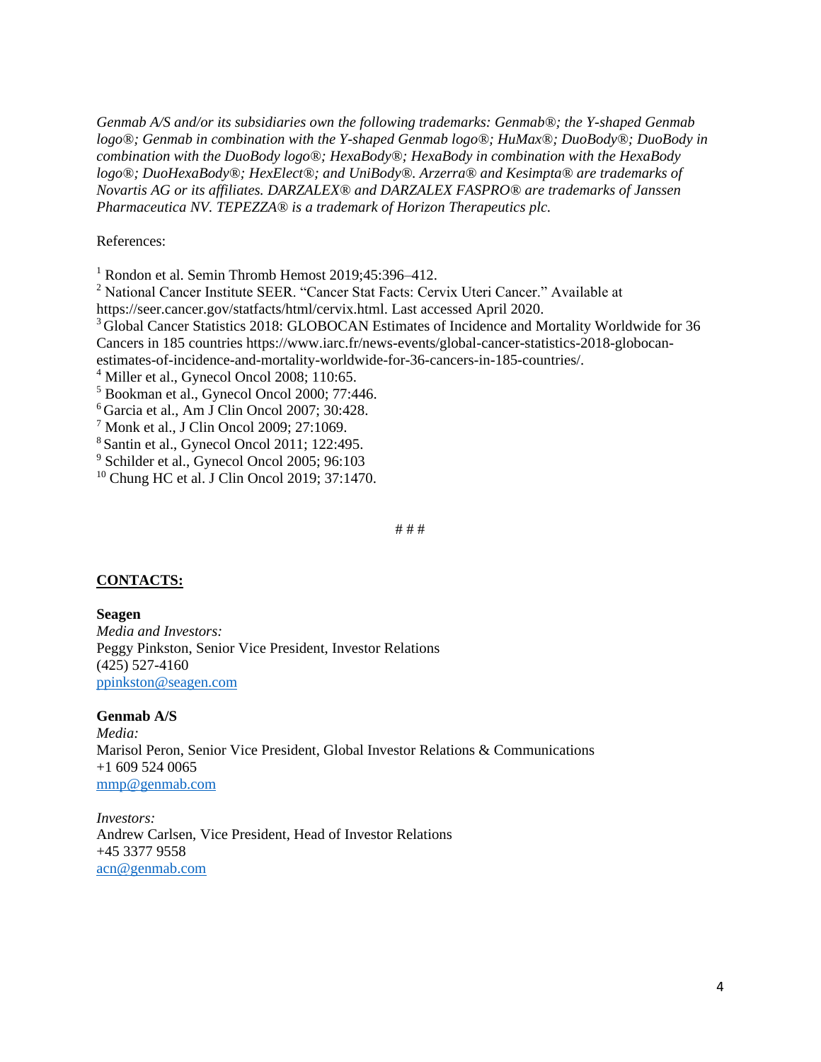*Genmab A/S and/or its subsidiaries own the following trademarks: Genmab®; the Y-shaped Genmab logo®; Genmab in combination with the Y-shaped Genmab logo®; HuMax®; DuoBody®; DuoBody in combination with the DuoBody logo®; HexaBody®; HexaBody in combination with the HexaBody logo®; DuoHexaBody®; HexElect®; and UniBody®. Arzerra® and Kesimpta® are trademarks of Novartis AG or its affiliates. DARZALEX® and DARZALEX FASPRO® are trademarks of Janssen Pharmaceutica NV. TEPEZZA® is a trademark of Horizon Therapeutics plc.*

References:

[1] Rondon et al. Semin Thromb Hemost 2019;45:396–412.
[2] National Cancer Institute SEER. "Cancer Stat Facts: Cervix Uteri Cancer." Available at https://seer.cancer.gov/statfacts/html/cervix.html. Last accessed April 2020.
[3] Global Cancer Statistics 2018: GLOBOCAN Estimates of Incidence and Mortality Worldwide for 36 Cancers in 185 countries https://www.iarc.fr/news-events/global-cancer-statistics-2018-globocan-estimates-of-incidence-and-mortality-worldwide-for-36-cancers-in-185-countries/.
[4] Miller et al., Gynecol Oncol 2008; 110:65.
[5] Bookman et al., Gynecol Oncol 2000; 77:446.
[6] Garcia et al., Am J Clin Oncol 2007; 30:428.
[7] Monk et al., J Clin Oncol 2009; 27:1069.
[8] Santin et al., Gynecol Oncol 2011; 122:495.
[9] Schilder et al., Gynecol Oncol 2005; 96:103
[10] Chung HC et al. J Clin Oncol 2019; 37:1470.

# # #

**CONTACTS:**

**Seagen**
*Media and Investors:*
Peggy Pinkston, Senior Vice President, Investor Relations
(425) 527-4160
ppinkston@seagen.com

**Genmab A/S**
*Media:*
Marisol Peron, Senior Vice President, Global Investor Relations & Communications
+1 609 524 0065
mmp@genmab.com

*Investors:*
Andrew Carlsen, Vice President, Head of Investor Relations
+45 3377 9558
acn@genmab.com